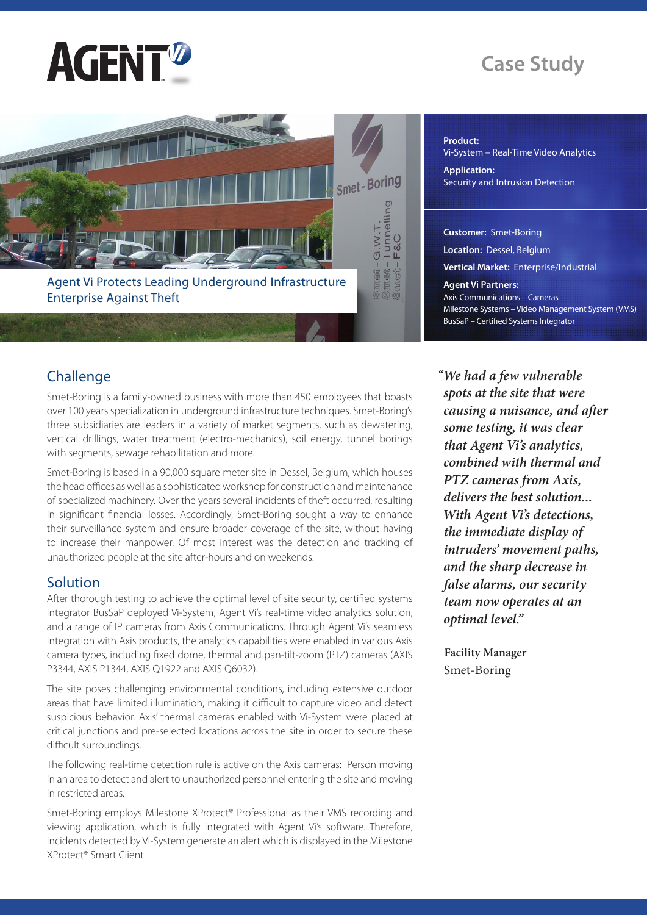# AGENT Vi

## Case Study

Agent Vi Protects Leading Underground Infrastructure Enterprise Against Theft

**Product:**
Vi-System – Real-Time Video Analytics

**Application:**
Security and Intrusion Detection

**Customer:** Smet-Boring

**Location:** Dessel, Belgium

**Vertical Market:** Enterprise/Industrial

**Agent Vi Partners:**
Axis Communications – Cameras
Milestone Systems – Video Management System (VMS)
BusSaP – Certified Systems Integrator

## Challenge

Smet-Boring is a family-owned business with more than 450 employees that boasts over 100 years specialization in underground infrastructure techniques. Smet-Boring's three subsidiaries are leaders in a variety of market segments, such as dewatering, vertical drillings, water treatment (electro-mechanics), soil energy, tunnel borings with segments, sewage rehabilitation and more.

Smet-Boring is based in a 90,000 square meter site in Dessel, Belgium, which houses the head offices as well as a sophisticated workshop for construction and maintenance of specialized machinery. Over the years several incidents of theft occurred, resulting in significant financial losses. Accordingly, Smet-Boring sought a way to enhance their surveillance system and ensure broader coverage of the site, without having to increase their manpower. Of most interest was the detection and tracking of unauthorized people at the site after-hours and on weekends.

## Solution

After thorough testing to achieve the optimal level of site security, certified systems integrator BusSaP deployed Vi-System, Agent Vi's real-time video analytics solution, and a range of IP cameras from Axis Communications. Through Agent Vi's seamless integration with Axis products, the analytics capabilities were enabled in various Axis camera types, including fixed dome, thermal and pan-tilt-zoom (PTZ) cameras (AXIS P3344, AXIS P1344, AXIS Q1922 and AXIS Q6032).

The site poses challenging environmental conditions, including extensive outdoor areas that have limited illumination, making it difficult to capture video and detect suspicious behavior. Axis' thermal cameras enabled with Vi-System were placed at critical junctions and pre-selected locations across the site in order to secure these difficult surroundings.

The following real-time detection rule is active on the Axis cameras: Person moving in an area to detect and alert to unauthorized personnel entering the site and moving in restricted areas.

Smet-Boring employs Milestone XProtect® Professional as their VMS recording and viewing application, which is fully integrated with Agent Vi's software. Therefore, incidents detected by Vi-System generate an alert which is displayed in the Milestone XProtect® Smart Client.

*"We had a few vulnerable spots at the site that were causing a nuisance, and after some testing, it was clear that Agent Vi's analytics, combined with thermal and PTZ cameras from Axis, delivers the best solution... With Agent Vi's detections, the immediate display of intruders' movement paths, and the sharp decrease in false alarms, our security team now operates at an optimal level."*

**Facility Manager**
Smet-Boring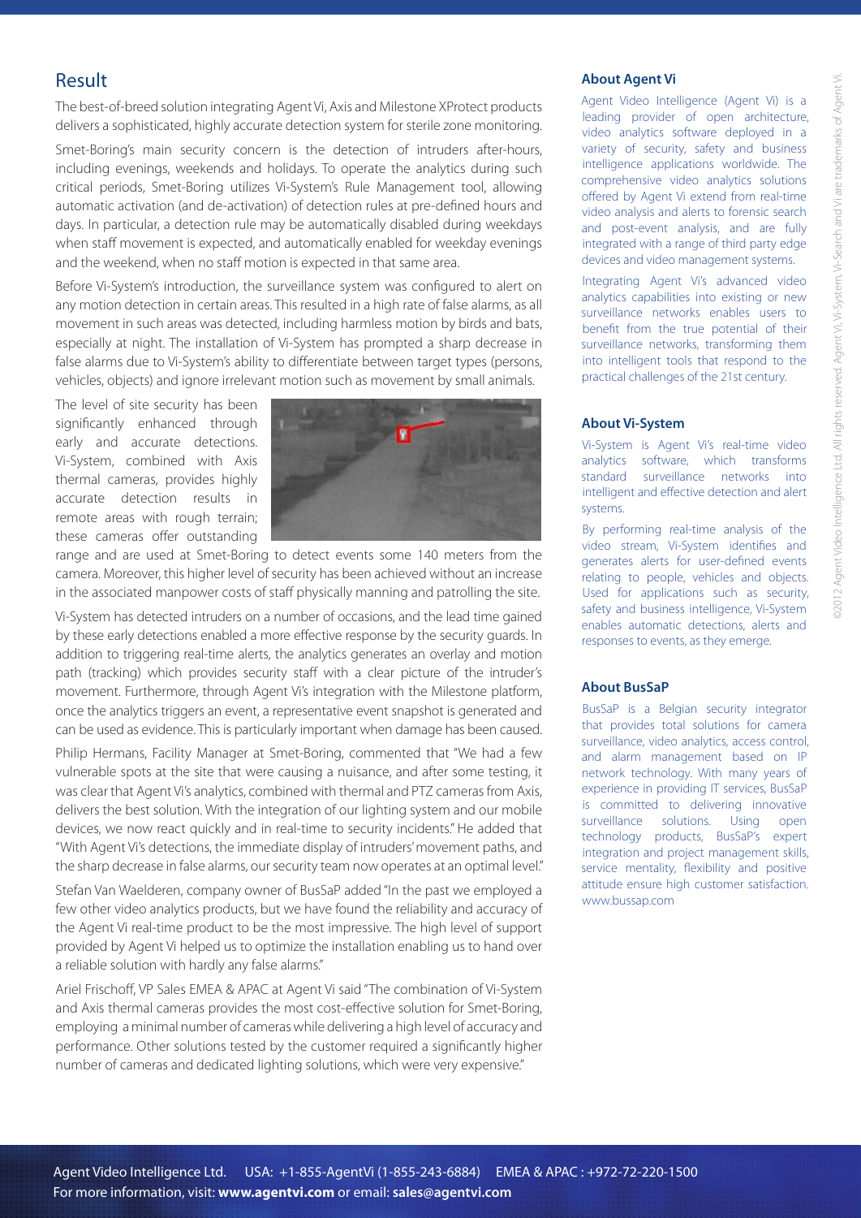## Result

The best-of-breed solution integrating Agent Vi, Axis and Milestone XProtect products delivers a sophisticated, highly accurate detection system for sterile zone monitoring.

Smet-Boring's main security concern is the detection of intruders after-hours, including evenings, weekends and holidays. To operate the analytics during such critical periods, Smet-Boring utilizes Vi-System's Rule Management tool, allowing automatic activation (and de-activation) of detection rules at pre-defined hours and days. In particular, a detection rule may be automatically disabled during weekdays when staff movement is expected, and automatically enabled for weekday evenings and the weekend, when no staff motion is expected in that same area.

Before Vi-System's introduction, the surveillance system was configured to alert on any motion detection in certain areas. This resulted in a high rate of false alarms, as all movement in such areas was detected, including harmless motion by birds and bats, especially at night. The installation of Vi-System has prompted a sharp decrease in false alarms due to Vi-System's ability to differentiate between target types (persons, vehicles, objects) and ignore irrelevant motion such as movement by small animals.

The level of site security has been significantly enhanced through early and accurate detections. Vi-System, combined with Axis thermal cameras, provides highly accurate detection results in remote areas with rough terrain; these cameras offer outstanding range and are used at Smet-Boring to detect events some 140 meters from the camera. Moreover, this higher level of security has been achieved without an increase in the associated manpower costs of staff physically manning and patrolling the site.

Vi-System has detected intruders on a number of occasions, and the lead time gained by these early detections enabled a more effective response by the security guards. In addition to triggering real-time alerts, the analytics generates an overlay and motion path (tracking) which provides security staff with a clear picture of the intruder's movement. Furthermore, through Agent Vi's integration with the Milestone platform, once the analytics triggers an event, a representative event snapshot is generated and can be used as evidence. This is particularly important when damage has been caused.

Philip Hermans, Facility Manager at Smet-Boring, commented that "We had a few vulnerable spots at the site that were causing a nuisance, and after some testing, it was clear that Agent Vi's analytics, combined with thermal and PTZ cameras from Axis, delivers the best solution. With the integration of our lighting system and our mobile devices, we now react quickly and in real-time to security incidents." He added that "With Agent Vi's detections, the immediate display of intruders' movement paths, and the sharp decrease in false alarms, our security team now operates at an optimal level."

Stefan Van Waelderen, company owner of BusSaP added "In the past we employed a few other video analytics products, but we have found the reliability and accuracy of the Agent Vi real-time product to be the most impressive. The high level of support provided by Agent Vi helped us to optimize the installation enabling us to hand over a reliable solution with hardly any false alarms."

Ariel Frischoff, VP Sales EMEA & APAC at Agent Vi said "The combination of Vi-System and Axis thermal cameras provides the most cost-effective solution for Smet-Boring, employing a minimal number of cameras while delivering a high level of accuracy and performance. Other solutions tested by the customer required a significantly higher number of cameras and dedicated lighting solutions, which were very expensive."

### About Agent Vi

Agent Video Intelligence (Agent Vi) is a leading provider of open architecture, video analytics software deployed in a variety of security, safety and business intelligence applications worldwide. The comprehensive video analytics solutions offered by Agent Vi extend from real-time video analysis and alerts to forensic search and post-event analysis, and are fully integrated with a range of third party edge devices and video management systems.

Integrating Agent Vi's advanced video analytics capabilities into existing or new surveillance networks enables users to benefit from the true potential of their surveillance networks, transforming them into intelligent tools that respond to the practical challenges of the 21st century.

### About Vi-System

Vi-System is Agent Vi's real-time video analytics software, which transforms standard surveillance networks into intelligent and effective detection and alert systems.

By performing real-time analysis of the video stream, Vi-System identifies and generates alerts for user-defined events relating to people, vehicles and objects. Used for applications such as security, safety and business intelligence, Vi-System enables automatic detections, alerts and responses to events, as they emerge.

### About BusSaP

BusSaP is a Belgian security integrator that provides total solutions for camera surveillance, video analytics, access control, and alarm management based on IP network technology. With many years of experience in providing IT services, BusSaP is committed to delivering innovative surveillance solutions. Using open technology products, BusSaP's expert integration and project management skills, service mentality, flexibility and positive attitude ensure high customer satisfaction. www.bussap.com

©2012 Agent Video Intelligence Ltd. All rights reserved. Agent Vi, Vi-System, Vi-Search and Vi are trademarks of Agent Vi.

Agent Video Intelligence Ltd. USA: +1-855-AgentVi (1-855-243-6884) EMEA & APAC : +972-72-220-1500
For more information, visit: **www.agentvi.com** or email: **sales@agentvi.com**